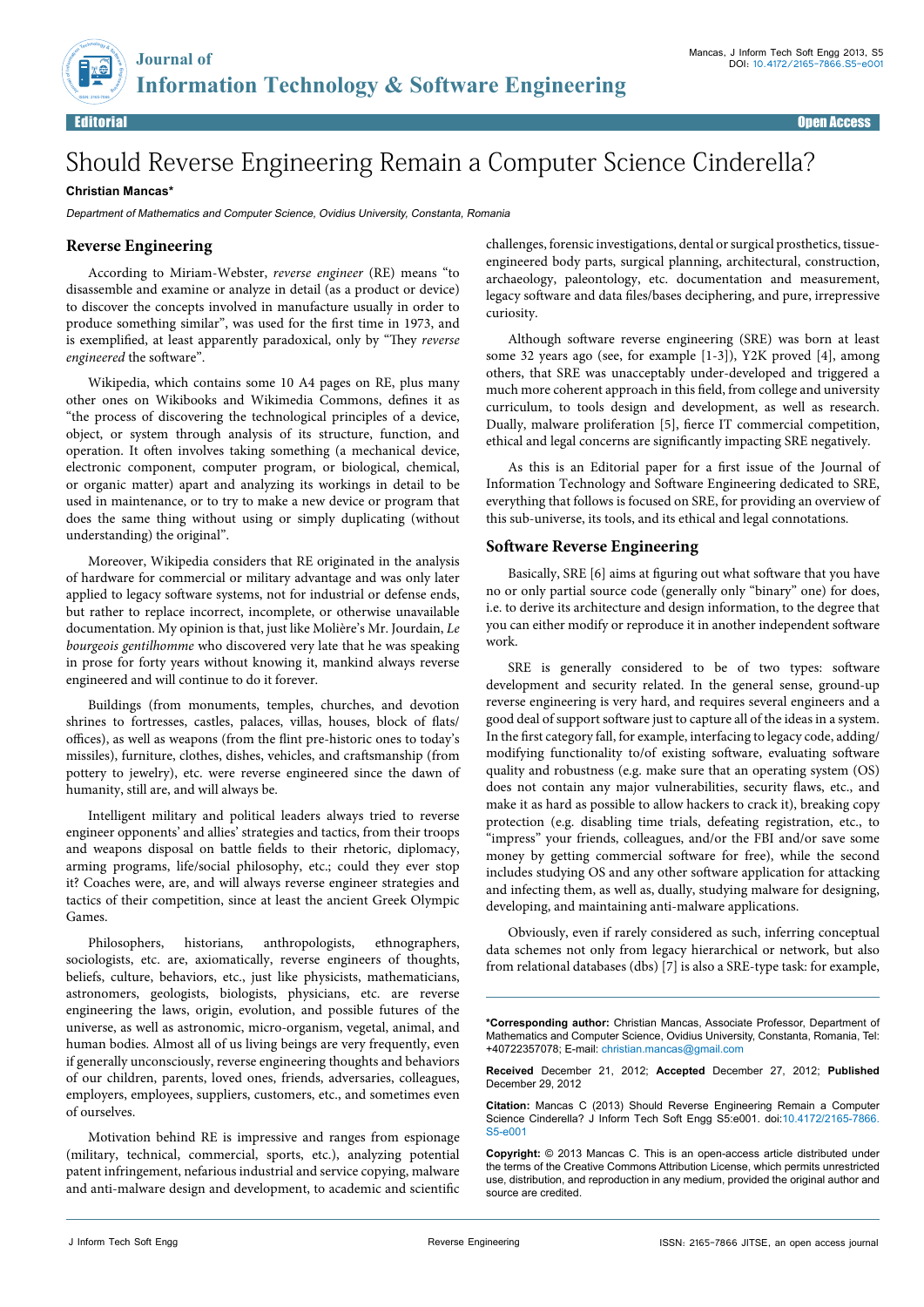Editorial

Open Access

# Should Reverse Engineering Remain a Computer Science Cinderella?

**Christian Mancas***

*Department of Mathematics and Computer Science, Ovidius University, Constanta, Romania*

## Reverse Engineering

According to Miriam-Webster, *reverse engineer* (RE) means "to disassemble and examine or analyze in detail (as a product or device) to discover the concepts involved in manufacture usually in order to produce something similar", was used for the first time in 1973, and is exemplified, at least apparently paradoxical, only by "They *reverse engineered* the software".

Wikipedia, which contains some 10 A4 pages on RE, plus many other ones on Wikibooks and Wikimedia Commons, defines it as "the process of discovering the technological principles of a device, object, or system through analysis of its structure, function, and operation. It often involves taking something (a mechanical device, electronic component, computer program, or biological, chemical, or organic matter) apart and analyzing its workings in detail to be used in maintenance, or to try to make a new device or program that does the same thing without using or simply duplicating (without understanding) the original".

Moreover, Wikipedia considers that RE originated in the analysis of hardware for commercial or military advantage and was only later applied to legacy software systems, not for industrial or defense ends, but rather to replace incorrect, incomplete, or otherwise unavailable documentation. My opinion is that, just like Molière's Mr. Jourdain, *Le bourgeois gentilhomme* who discovered very late that he was speaking in prose for forty years without knowing it, mankind always reverse engineered and will continue to do it forever.

Buildings (from monuments, temples, churches, and devotion shrines to fortresses, castles, palaces, villas, houses, block of flats/offices), as well as weapons (from the flint pre-historic ones to today's missiles), furniture, clothes, dishes, vehicles, and craftsmanship (from pottery to jewelry), etc. were reverse engineered since the dawn of humanity, still are, and will always be.

Intelligent military and political leaders always tried to reverse engineer opponents' and allies' strategies and tactics, from their troops and weapons disposal on battle fields to their rhetoric, diplomacy, arming programs, life/social philosophy, etc.; could they ever stop it? Coaches were, are, and will always reverse engineer strategies and tactics of their competition, since at least the ancient Greek Olympic Games.

Philosophers, historians, anthropologists, ethnographers, sociologists, etc. are, axiomatically, reverse engineers of thoughts, beliefs, culture, behaviors, etc., just like physicists, mathematicians, astronomers, geologists, biologists, physicians, etc. are reverse engineering the laws, origin, evolution, and possible futures of the universe, as well as astronomic, micro-organism, vegetal, animal, and human bodies. Almost all of us living beings are very frequently, even if generally unconsciously, reverse engineering thoughts and behaviors of our children, parents, loved ones, friends, adversaries, colleagues, employers, employees, suppliers, customers, etc., and sometimes even of ourselves.

Motivation behind RE is impressive and ranges from espionage (military, technical, commercial, sports, etc.), analyzing potential patent infringement, nefarious industrial and service copying, malware and anti-malware design and development, to academic and scientific challenges, forensic investigations, dental or surgical prosthetics, tissue-engineered body parts, surgical planning, architectural, construction, archaeology, paleontology, etc. documentation and measurement, legacy software and data files/bases deciphering, and pure, irrepressive curiosity.

Although software reverse engineering (SRE) was born at least some 32 years ago (see, for example [1-3]), Y2K proved [4], among others, that SRE was unacceptably under-developed and triggered a much more coherent approach in this field, from college and university curriculum, to tools design and development, as well as research. Dually, malware proliferation [5], fierce IT commercial competition, ethical and legal concerns are significantly impacting SRE negatively.

As this is an Editorial paper for a first issue of the Journal of Information Technology and Software Engineering dedicated to SRE, everything that follows is focused on SRE, for providing an overview of this sub-universe, its tools, and its ethical and legal connotations.

## Software Reverse Engineering

Basically, SRE [6] aims at figuring out what software that you have no or only partial source code (generally only "binary" one) for does, i.e. to derive its architecture and design information, to the degree that you can either modify or reproduce it in another independent software work.

SRE is generally considered to be of two types: software development and security related. In the general sense, ground-up reverse engineering is very hard, and requires several engineers and a good deal of support software just to capture all of the ideas in a system. In the first category fall, for example, interfacing to legacy code, adding/modifying functionality to/of existing software, evaluating software quality and robustness (e.g. make sure that an operating system (OS) does not contain any major vulnerabilities, security flaws, etc., and make it as hard as possible to allow hackers to crack it), breaking copy protection (e.g. disabling time trials, defeating registration, etc., to "impress" your friends, colleagues, and/or the FBI and/or save some money by getting commercial software for free), while the second includes studying OS and any other software application for attacking and infecting them, as well as, dually, studying malware for designing, developing, and maintaining anti-malware applications.

Obviously, even if rarely considered as such, inferring conceptual data schemes not only from legacy hierarchical or network, but also from relational databases (dbs) [7] is also a SRE-type task: for example,

**\*Corresponding author:** Christian Mancas, Associate Professor, Department of Mathematics and Computer Science, Ovidius University, Constanta, Romania, Tel: +40722357078; E-mail: christian.mancas@gmail.com

**Received** December 21, 2012; **Accepted** December 27, 2012; **Published** December 29, 2012

**Citation:** Mancas C (2013) Should Reverse Engineering Remain a Computer Science Cinderella? J Inform Tech Soft Engg S5:e001. doi:10.4172/2165-7866.S5-e001

**Copyright:** © 2013 Mancas C. This is an open-access article distributed under the terms of the Creative Commons Attribution License, which permits unrestricted use, distribution, and reproduction in any medium, provided the original author and source are credited.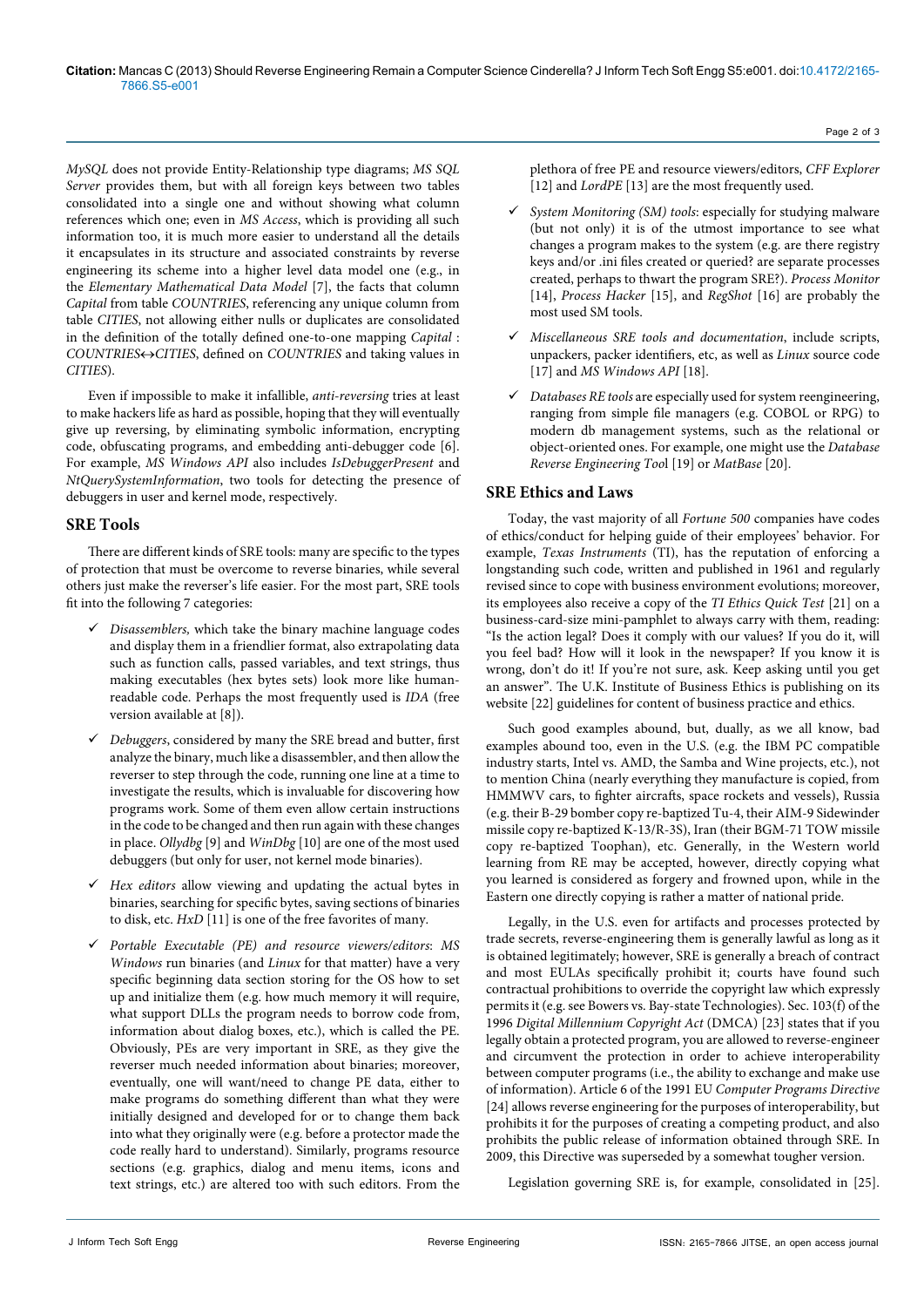*MySQL* does not provide Entity-Relationship type diagrams; *MS SQL Server* provides them, but with all foreign keys between two tables consolidated into a single one and without showing what column references which one; even in *MS Access*, which is providing all such information too, it is much more easier to understand all the details it encapsulates in its structure and associated constraints by reverse engineering its scheme into a higher level data model one (e.g., in the *Elementary Mathematical Data Model* [7], the facts that column *Capital* from table *COUNTRIES*, referencing any unique column from table *CITIES*, not allowing either nulls or duplicates are consolidated in the definition of the totally defined one-to-one mapping *Capital* : *COUNTRIES*↔*CITIES*, defined on *COUNTRIES* and taking values in *CITIES*).

Even if impossible to make it infallible, *anti-reversing* tries at least to make hackers life as hard as possible, hoping that they will eventually give up reversing, by eliminating symbolic information, encrypting code, obfuscating programs, and embedding anti-debugger code [6]. For example, *MS Windows API* also includes *IsDebuggerPresent* and *NtQuerySystemInformation*, two tools for detecting the presence of debuggers in user and kernel mode, respectively.

## SRE Tools

There are different kinds of SRE tools: many are specific to the types of protection that must be overcome to reverse binaries, while several others just make the reverser's life easier. For the most part, SRE tools fit into the following 7 categories:

- ✓ *Disassemblers,* which take the binary machine language codes and display them in a friendlier format, also extrapolating data such as function calls, passed variables, and text strings, thus making executables (hex bytes sets) look more like human-readable code. Perhaps the most frequently used is *IDA* (free version available at [8]).
- ✓ *Debuggers*, considered by many the SRE bread and butter, first analyze the binary, much like a disassembler, and then allow the reverser to step through the code, running one line at a time to investigate the results, which is invaluable for discovering how programs work. Some of them even allow certain instructions in the code to be changed and then run again with these changes in place. *Ollydbg* [9] and *WinDbg* [10] are one of the most used debuggers (but only for user, not kernel mode binaries).
- ✓ *Hex editors* allow viewing and updating the actual bytes in binaries, searching for specific bytes, saving sections of binaries to disk, etc. *HxD* [11] is one of the free favorites of many.
- ✓ *Portable Executable (PE) and resource viewers/editors*: *MS Windows* run binaries (and *Linux* for that matter) have a very specific beginning data section storing for the OS how to set up and initialize them (e.g. how much memory it will require, what support DLLs the program needs to borrow code from, information about dialog boxes, etc.), which is called the PE. Obviously, PEs are very important in SRE, as they give the reverser much needed information about binaries; moreover, eventually, one will want/need to change PE data, either to make programs do something different than what they were initially designed and developed for or to change them back into what they originally were (e.g. before a protector made the code really hard to understand). Similarly, programs resource sections (e.g. graphics, dialog and menu items, icons and text strings, etc.) are altered too with such editors. From the plethora of free PE and resource viewers/editors, *CFF Explorer* [12] and *LordPE* [13] are the most frequently used.
- ✓ *System Monitoring (SM) tools*: especially for studying malware (but not only) it is of the utmost importance to see what changes a program makes to the system (e.g. are there registry keys and/or .ini files created or queried? are separate processes created, perhaps to thwart the program SRE?). *Process Monitor* [14], *Process Hacker* [15], and *RegShot* [16] are probably the most used SM tools.
- ✓ *Miscellaneous SRE tools and documentation*, include scripts, unpackers, packer identifiers, etc, as well as *Linux* source code [17] and *MS Windows API* [18].
- ✓ *Databases RE tools* are especially used for system reengineering, ranging from simple file managers (e.g. COBOL or RPG) to modern db management systems, such as the relational or object-oriented ones. For example, one might use the *Database Reverse Engineering Too*l [19] or *MatBase* [20].

## SRE Ethics and Laws

Today, the vast majority of all *Fortune 500* companies have codes of ethics/conduct for helping guide of their employees' behavior. For example, *Texas Instruments* (TI), has the reputation of enforcing a longstanding such code, written and published in 1961 and regularly revised since to cope with business environment evolutions; moreover, its employees also receive a copy of the *TI Ethics Quick Test* [21] on a business-card-size mini-pamphlet to always carry with them, reading: "Is the action legal? Does it comply with our values? If you do it, will you feel bad? How will it look in the newspaper? If you know it is wrong, don't do it! If you're not sure, ask. Keep asking until you get an answer". The U.K. Institute of Business Ethics is publishing on its website [22] guidelines for content of business practice and ethics.

Such good examples abound, but, dually, as we all know, bad examples abound too, even in the U.S. (e.g. the IBM PC compatible industry starts, Intel vs. AMD, the Samba and Wine projects, etc.), not to mention China (nearly everything they manufacture is copied, from HMMWV cars, to fighter aircrafts, space rockets and vessels), Russia (e.g. their B-29 bomber copy re-baptized Tu-4, their AIM-9 Sidewinder missile copy re-baptized K-13/R-3S), Iran (their BGM-71 TOW missile copy re-baptized Toophan), etc. Generally, in the Western world learning from RE may be accepted, however, directly copying what you learned is considered as forgery and frowned upon, while in the Eastern one directly copying is rather a matter of national pride.

Legally, in the U.S. even for artifacts and processes protected by trade secrets, reverse-engineering them is generally lawful as long as it is obtained legitimately; however, SRE is generally a breach of contract and most EULAs specifically prohibit it; courts have found such contractual prohibitions to override the copyright law which expressly permits it (e.g. see Bowers vs. Bay-state Technologies). Sec. 103(f) of the 1996 *Digital Millennium Copyright Act* (DMCA) [23] states that if you legally obtain a protected program, you are allowed to reverse-engineer and circumvent the protection in order to achieve interoperability between computer programs (i.e., the ability to exchange and make use of information). Article 6 of the 1991 EU *Computer Programs Directive* [24] allows reverse engineering for the purposes of interoperability, but prohibits it for the purposes of creating a competing product, and also prohibits the public release of information obtained through SRE. In 2009, this Directive was superseded by a somewhat tougher version.

Legislation governing SRE is, for example, consolidated in [25].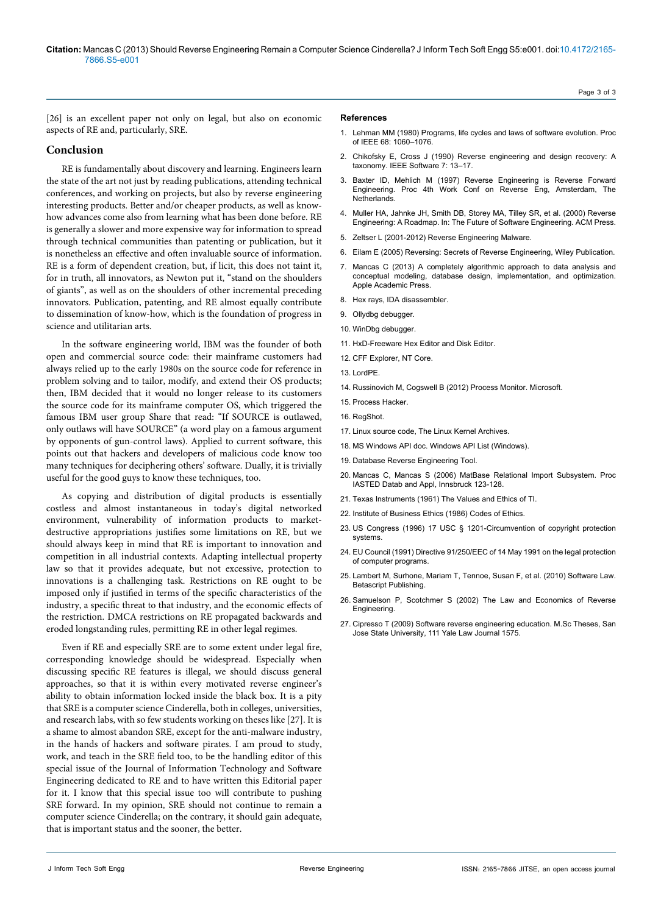[26] is an excellent paper not only on legal, but also on economic aspects of RE and, particularly, SRE.

## Conclusion

RE is fundamentally about discovery and learning. Engineers learn the state of the art not just by reading publications, attending technical conferences, and working on projects, but also by reverse engineering interesting products. Better and/or cheaper products, as well as know-how advances come also from learning what has been done before. RE is generally a slower and more expensive way for information to spread through technical communities than patenting or publication, but it is nonetheless an effective and often invaluable source of information. RE is a form of dependent creation, but, if licit, this does not taint it, for in truth, all innovators, as Newton put it, "stand on the shoulders of giants", as well as on the shoulders of other incremental preceding innovators. Publication, patenting, and RE almost equally contribute to dissemination of know-how, which is the foundation of progress in science and utilitarian arts.

In the software engineering world, IBM was the founder of both open and commercial source code: their mainframe customers had always relied up to the early 1980s on the source code for reference in problem solving and to tailor, modify, and extend their OS products; then, IBM decided that it would no longer release to its customers the source code for its mainframe computer OS, which triggered the famous IBM user group Share that read: "If SOURCE is outlawed, only outlaws will have SOURCE" (a word play on a famous argument by opponents of gun-control laws). Applied to current software, this points out that hackers and developers of malicious code know too many techniques for deciphering others' software. Dually, it is trivially useful for the good guys to know these techniques, too.

As copying and distribution of digital products is essentially costless and almost instantaneous in today's digital networked environment, vulnerability of information products to market-destructive appropriations justifies some limitations on RE, but we should always keep in mind that RE is important to innovation and competition in all industrial contexts. Adapting intellectual property law so that it provides adequate, but not excessive, protection to innovations is a challenging task. Restrictions on RE ought to be imposed only if justified in terms of the specific characteristics of the industry, a specific threat to that industry, and the economic effects of the restriction. DMCA restrictions on RE propagated backwards and eroded longstanding rules, permitting RE in other legal regimes.

Even if RE and especially SRE are to some extent under legal fire, corresponding knowledge should be widespread. Especially when discussing specific RE features is illegal, we should discuss general approaches, so that it is within every motivated reverse engineer's ability to obtain information locked inside the black box. It is a pity that SRE is a computer science Cinderella, both in colleges, universities, and research labs, with so few students working on theses like [27]. It is a shame to almost abandon SRE, except for the anti-malware industry, in the hands of hackers and software pirates. I am proud to study, work, and teach in the SRE field too, to be the handling editor of this special issue of the Journal of Information Technology and Software Engineering dedicated to RE and to have written this Editorial paper for it. I know that this special issue too will contribute to pushing SRE forward. In my opinion, SRE should not continue to remain a computer science Cinderella; on the contrary, it should gain adequate, that is important status and the sooner, the better.

## References

1. Lehman MM (1980) Programs, life cycles and laws of software evolution. Proc of IEEE 68: 1060–1076.
2. Chikofsky E, Cross J (1990) Reverse engineering and design recovery: A taxonomy. IEEE Software 7: 13–17.
3. Baxter ID, Mehlich M (1997) Reverse Engineering is Reverse Forward Engineering. Proc 4th Work Conf on Reverse Eng, Amsterdam, The Netherlands.
4. Muller HA, Jahnke JH, Smith DB, Storey MA, Tilley SR, et al. (2000) Reverse Engineering: A Roadmap. In: The Future of Software Engineering. ACM Press.
5. Zeltser L (2001-2012) Reverse Engineering Malware.
6. Eilam E (2005) Reversing: Secrets of Reverse Engineering, Wiley Publication.
7. Mancas C (2013) A completely algorithmic approach to data analysis and conceptual modeling, database design, implementation, and optimization. Apple Academic Press.
8. Hex rays, IDA disassembler.
9. Ollydbg debugger.
10. WinDbg debugger.
11. HxD-Freeware Hex Editor and Disk Editor.
12. CFF Explorer, NT Core.
13. LordPE.
14. Russinovich M, Cogswell B (2012) Process Monitor. Microsoft.
15. Process Hacker.
16. RegShot.
17. Linux source code, The Linux Kernel Archives.
18. MS Windows API doc. Windows API List (Windows).
19. Database Reverse Engineering Tool.
20. Mancas C, Mancas S (2006) MatBase Relational Import Subsystem. Proc IASTED Datab and Appl, Innsbruck 123-128.
21. Texas Instruments (1961) The Values and Ethics of TI.
22. Institute of Business Ethics (1986) Codes of Ethics.
23. US Congress (1996) 17 USC § 1201-Circumvention of copyright protection systems.
24. EU Council (1991) Directive 91/250/EEC of 14 May 1991 on the legal protection of computer programs.
25. Lambert M, Surhone, Mariam T, Tennoe, Susan F, et al. (2010) Software Law. Betascript Publishing.
26. Samuelson P, Scotchmer S (2002) The Law and Economics of Reverse Engineering.
27. Cipresso T (2009) Software reverse engineering education. M.Sc Theses, San Jose State University, 111 Yale Law Journal 1575.